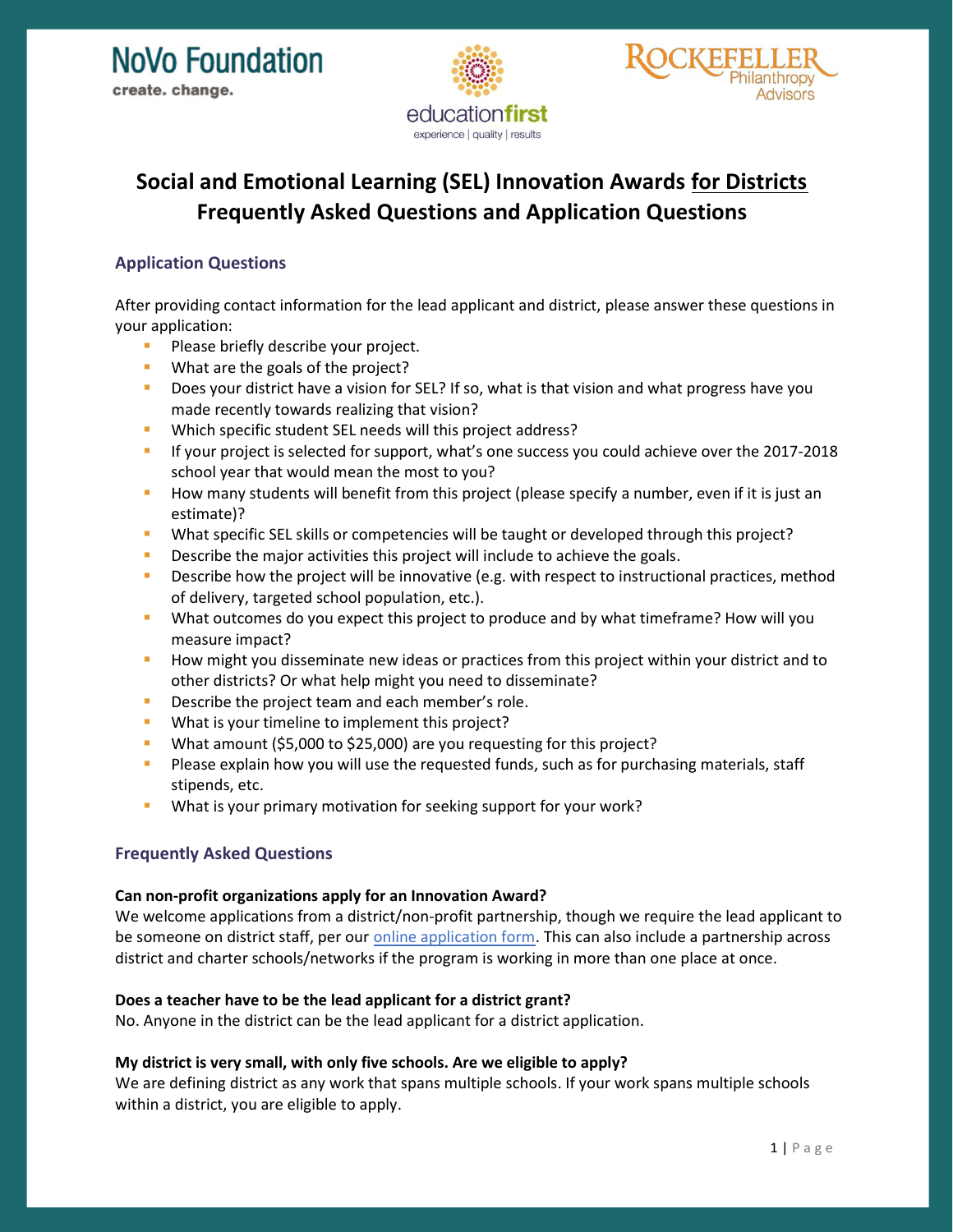NoVo Foundation
create. change.

education first
experience | quality | results

Rockefeller Philanthropy Advisors

# Social and Emotional Learning (SEL) Innovation Awards for Districts Frequently Asked Questions and Application Questions

## Application Questions

After providing contact information for the lead applicant and district, please answer these questions in your application:

- Please briefly describe your project.
- What are the goals of the project?
- Does your district have a vision for SEL? If so, what is that vision and what progress have you made recently towards realizing that vision?
- Which specific student SEL needs will this project address?
- If your project is selected for support, what's one success you could achieve over the 2017-2018 school year that would mean the most to you?
- How many students will benefit from this project (please specify a number, even if it is just an estimate)?
- What specific SEL skills or competencies will be taught or developed through this project?
- Describe the major activities this project will include to achieve the goals.
- Describe how the project will be innovative (e.g. with respect to instructional practices, method of delivery, targeted school population, etc.).
- What outcomes do you expect this project to produce and by what timeframe? How will you measure impact?
- How might you disseminate new ideas or practices from this project within your district and to other districts? Or what help might you need to disseminate?
- Describe the project team and each member's role.
- What is your timeline to implement this project?
- What amount ($5,000 to $25,000) are you requesting for this project?
- Please explain how you will use the requested funds, such as for purchasing materials, staff stipends, etc.
- What is your primary motivation for seeking support for your work?

## Frequently Asked Questions

**Can non-profit organizations apply for an Innovation Award?**
We welcome applications from a district/non-profit partnership, though we require the lead applicant to be someone on district staff, per our online application form. This can also include a partnership across district and charter schools/networks if the program is working in more than one place at once.

**Does a teacher have to be the lead applicant for a district grant?**
No. Anyone in the district can be the lead applicant for a district application.

**My district is very small, with only five schools. Are we eligible to apply?**
We are defining district as any work that spans multiple schools. If your work spans multiple schools within a district, you are eligible to apply.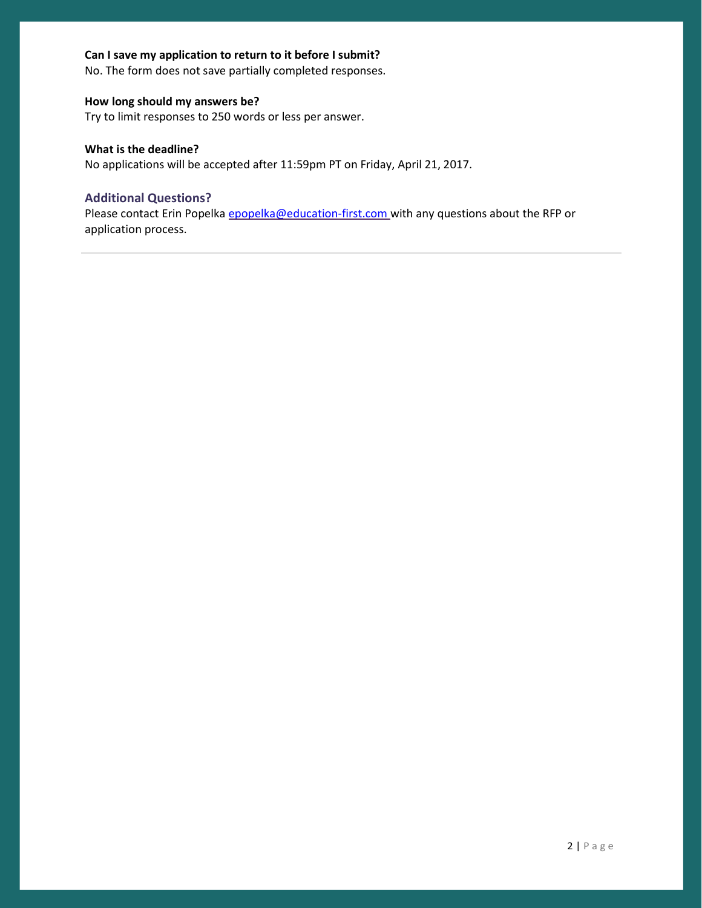**Can I save my application to return to it before I submit?**
No. The form does not save partially completed responses.

**How long should my answers be?**
Try to limit responses to 250 words or less per answer.

**What is the deadline?**
No applications will be accepted after 11:59pm PT on Friday, April 21, 2017.

## Additional Questions?

Please contact Erin Popelka epopelka@education-first.com with any questions about the RFP or application process.

---